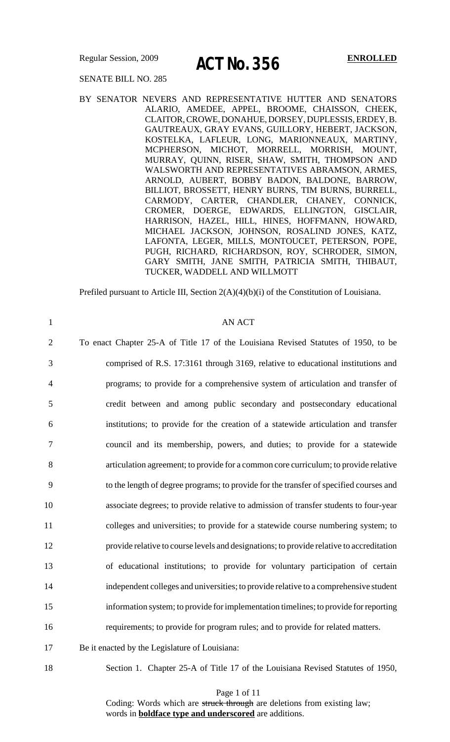Regular Session, 2009

# ACT No. 356

**ENROLLED**

SENATE BILL NO. 285

BY SENATOR NEVERS AND REPRESENTATIVE HUTTER AND SENATORS ALARIO, AMEDEE, APPEL, BROOME, CHAISSON, CHEEK, CLAITOR, CROWE, DONAHUE, DORSEY, DUPLESSIS, ERDEY, B. GAUTREAUX, GRAY EVANS, GUILLORY, HEBERT, JACKSON, KOSTELKA, LAFLEUR, LONG, MARIONNEAUX, MARTINY, MCPHERSON, MICHOT, MORRELL, MORRISH, MOUNT, MURRAY, QUINN, RISER, SHAW, SMITH, THOMPSON AND WALSWORTH AND REPRESENTATIVES ABRAMSON, ARMES, ARNOLD, AUBERT, BOBBY BADON, BALDONE, BARROW, BILLIOT, BROSSETT, HENRY BURNS, TIM BURNS, BURRELL, CARMODY, CARTER, CHANDLER, CHANEY, CONNICK, CROMER, DOERGE, EDWARDS, ELLINGTON, GISCLAIR, HARRISON, HAZEL, HILL, HINES, HOFFMANN, HOWARD, MICHAEL JACKSON, JOHNSON, ROSALIND JONES, KATZ, LAFONTA, LEGER, MILLS, MONTOUCET, PETERSON, POPE, PUGH, RICHARD, RICHARDSON, ROY, SCHRODER, SIMON, GARY SMITH, JANE SMITH, PATRICIA SMITH, THIBAUT, TUCKER, WADDELL AND WILLMOTT

Prefiled pursuant to Article III, Section 2(A)(4)(b)(i) of the Constitution of Louisiana.

AN ACT

To enact Chapter 25-A of Title 17 of the Louisiana Revised Statutes of 1950, to be comprised of R.S. 17:3161 through 3169, relative to educational institutions and programs; to provide for a comprehensive system of articulation and transfer of credit between and among public secondary and postsecondary educational institutions; to provide for the creation of a statewide articulation and transfer council and its membership, powers, and duties; to provide for a statewide articulation agreement; to provide for a common core curriculum; to provide relative to the length of degree programs; to provide for the transfer of specified courses and associate degrees; to provide relative to admission of transfer students to four-year colleges and universities; to provide for a statewide course numbering system; to provide relative to course levels and designations; to provide relative to accreditation of educational institutions; to provide for voluntary participation of certain independent colleges and universities; to provide relative to a comprehensive student information system; to provide for implementation timelines; to provide for reporting requirements; to provide for program rules; and to provide for related matters.

Be it enacted by the Legislature of Louisiana:

Section 1. Chapter 25-A of Title 17 of the Louisiana Revised Statutes of 1950,

Coding: Words which are ~~struck through~~ are deletions from existing law; words in **boldface type and underscored** are additions.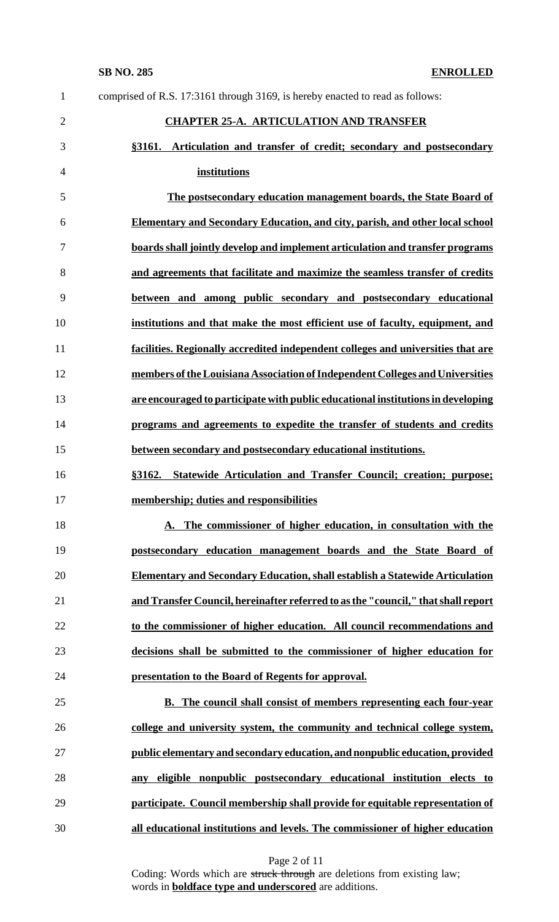comprised of R.S. 17:3161 through 3169, is hereby enacted to read as follows:

**CHAPTER 25-A. ARTICULATION AND TRANSFER**

**§3161. Articulation and transfer of credit; secondary and postsecondary institutions**

**The postsecondary education management boards, the State Board of Elementary and Secondary Education, and city, parish, and other local school boards shall jointly develop and implement articulation and transfer programs and agreements that facilitate and maximize the seamless transfer of credits between and among public secondary and postsecondary educational institutions and that make the most efficient use of faculty, equipment, and facilities. Regionally accredited independent colleges and universities that are members of the Louisiana Association of Independent Colleges and Universities are encouraged to participate with public educational institutions in developing programs and agreements to expedite the transfer of students and credits between secondary and postsecondary educational institutions.**

**§3162. Statewide Articulation and Transfer Council; creation; purpose; membership; duties and responsibilities**

**A. The commissioner of higher education, in consultation with the postsecondary education management boards and the State Board of Elementary and Secondary Education, shall establish a Statewide Articulation and Transfer Council, hereinafter referred to as the "council," that shall report to the commissioner of higher education. All council recommendations and decisions shall be submitted to the commissioner of higher education for presentation to the Board of Regents for approval.**

**B. The council shall consist of members representing each four-year college and university system, the community and technical college system, public elementary and secondary education, and nonpublic education, provided any eligible nonpublic postsecondary educational institution elects to participate. Council membership shall provide for equitable representation of all educational institutions and levels. The commissioner of higher education**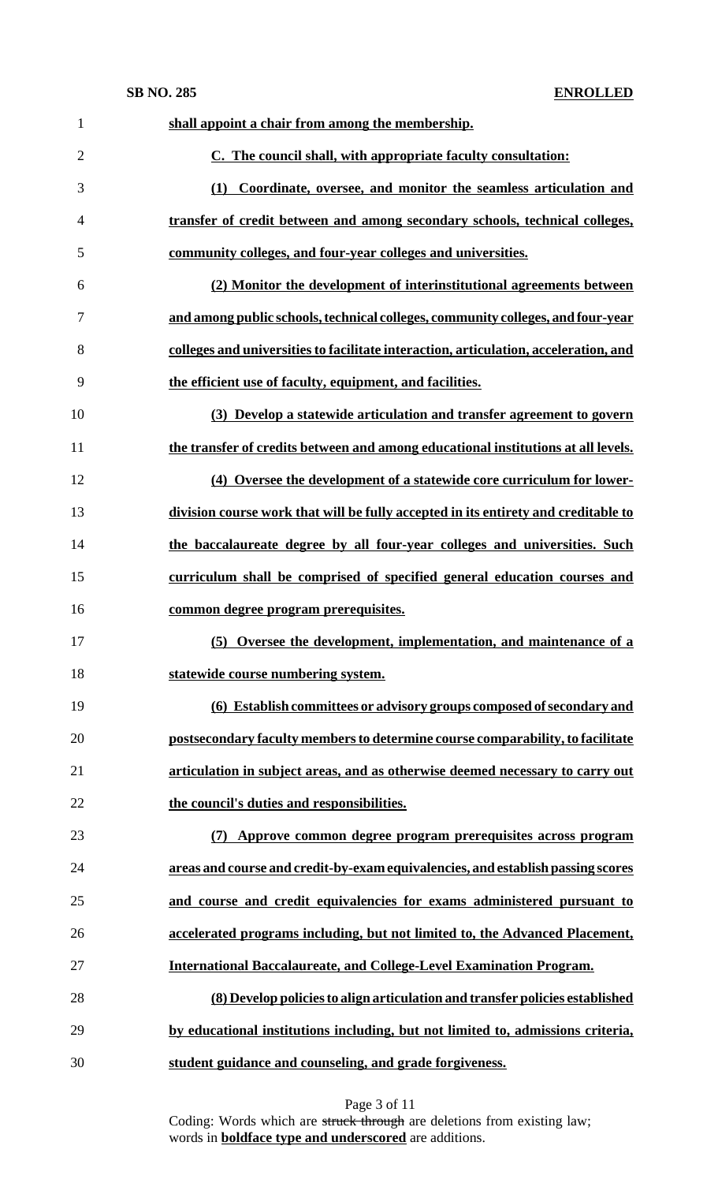**shall appoint a chair from among the membership.**

**C. The council shall, with appropriate faculty consultation:**

**(1) Coordinate, oversee, and monitor the seamless articulation and transfer of credit between and among secondary schools, technical colleges, community colleges, and four-year colleges and universities.**

**(2) Monitor the development of interinstitutional agreements between and among public schools, technical colleges, community colleges, and four-year colleges and universities to facilitate interaction, articulation, acceleration, and the efficient use of faculty, equipment, and facilities.**

**(3) Develop a statewide articulation and transfer agreement to govern the transfer of credits between and among educational institutions at all levels.**

**(4) Oversee the development of a statewide core curriculum for lower-division course work that will be fully accepted in its entirety and creditable to the baccalaureate degree by all four-year colleges and universities. Such curriculum shall be comprised of specified general education courses and common degree program prerequisites.**

**(5) Oversee the development, implementation, and maintenance of a statewide course numbering system.**

**(6) Establish committees or advisory groups composed of secondary and postsecondary faculty members to determine course comparability, to facilitate articulation in subject areas, and as otherwise deemed necessary to carry out the council's duties and responsibilities.**

**(7) Approve common degree program prerequisites across program areas and course and credit-by-exam equivalencies, and establish passing scores and course and credit equivalencies for exams administered pursuant to accelerated programs including, but not limited to, the Advanced Placement, International Baccalaureate, and College-Level Examination Program.**

**(8) Develop policies to align articulation and transfer policies established by educational institutions including, but not limited to, admissions criteria, student guidance and counseling, and grade forgiveness.**

Coding: Words which are ~~struck through~~ are deletions from existing law; words in **boldface type and underscored** are additions.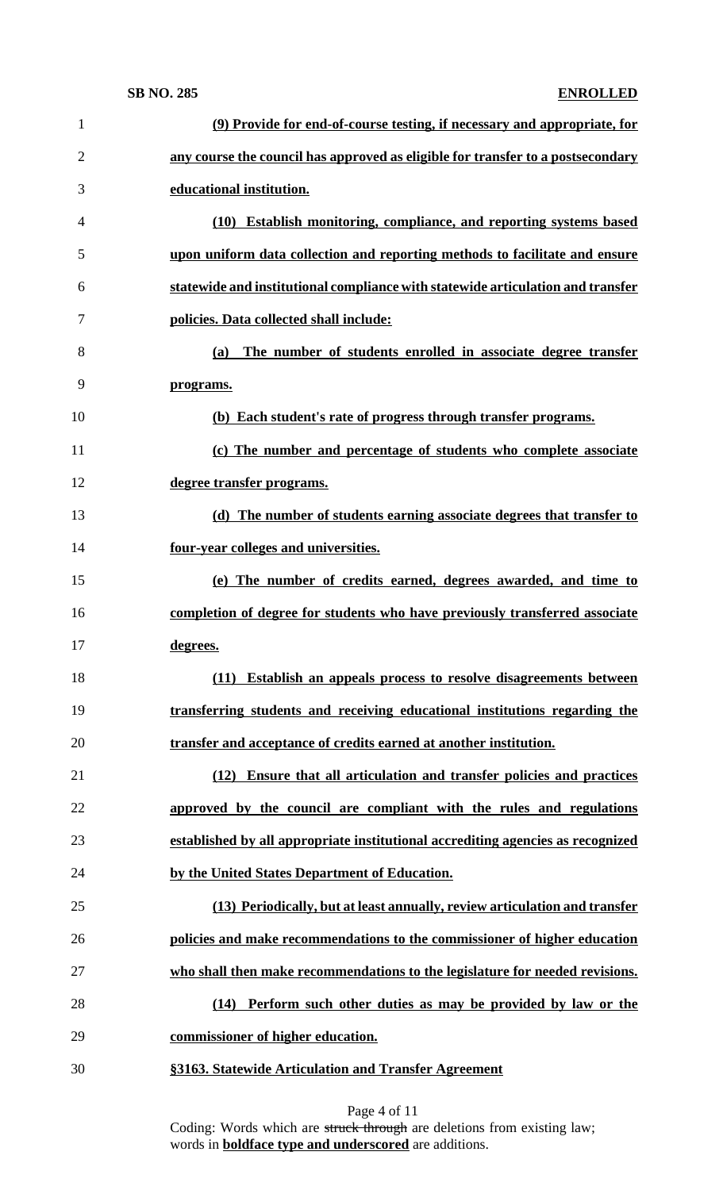**(9) Provide for end-of-course testing, if necessary and appropriate, for any course the council has approved as eligible for transfer to a postsecondary educational institution.**

**(10) Establish monitoring, compliance, and reporting systems based upon uniform data collection and reporting methods to facilitate and ensure statewide and institutional compliance with statewide articulation and transfer policies. Data collected shall include:**

**(a) The number of students enrolled in associate degree transfer programs.**

**(b) Each student's rate of progress through transfer programs.**

**(c) The number and percentage of students who complete associate degree transfer programs.**

**(d) The number of students earning associate degrees that transfer to four-year colleges and universities.**

**(e) The number of credits earned, degrees awarded, and time to completion of degree for students who have previously transferred associate degrees.**

**(11) Establish an appeals process to resolve disagreements between transferring students and receiving educational institutions regarding the transfer and acceptance of credits earned at another institution.**

**(12) Ensure that all articulation and transfer policies and practices approved by the council are compliant with the rules and regulations established by all appropriate institutional accrediting agencies as recognized by the United States Department of Education.**

**(13) Periodically, but at least annually, review articulation and transfer policies and make recommendations to the commissioner of higher education who shall then make recommendations to the legislature for needed revisions.**

**(14) Perform such other duties as may be provided by law or the commissioner of higher education.**

**§3163. Statewide Articulation and Transfer Agreement**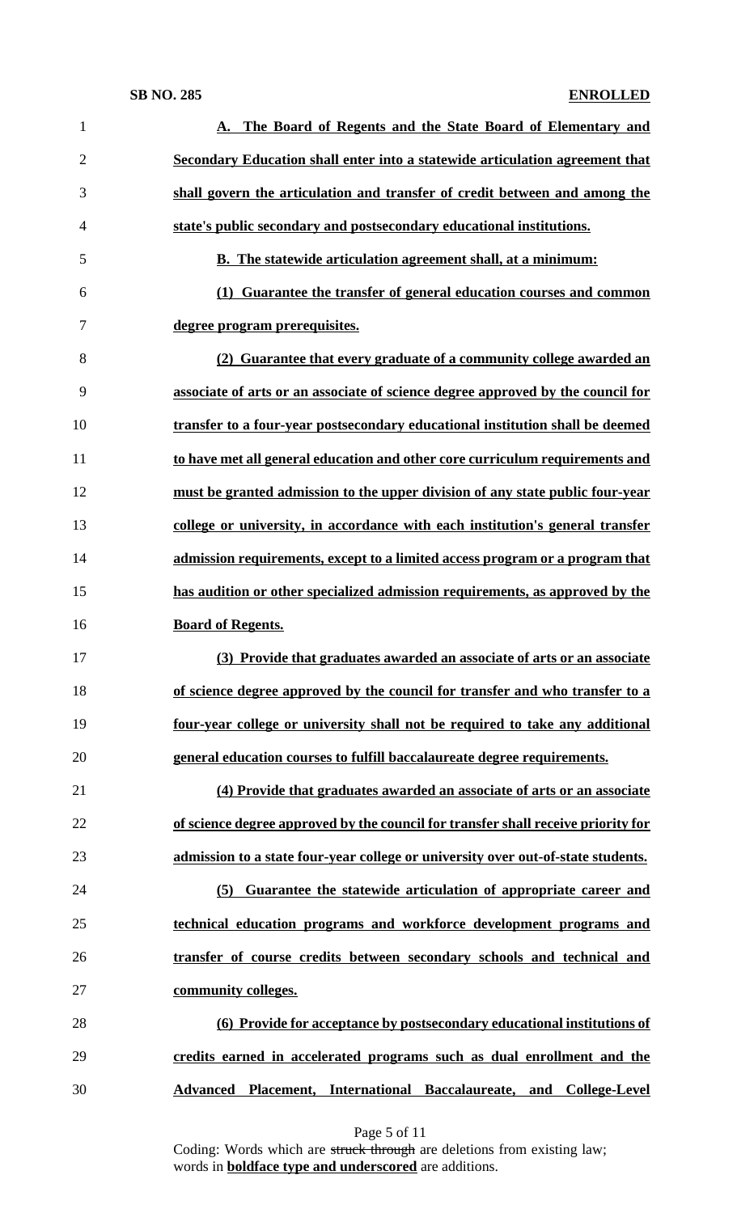**A. The Board of Regents and the State Board of Elementary and Secondary Education shall enter into a statewide articulation agreement that shall govern the articulation and transfer of credit between and among the state's public secondary and postsecondary educational institutions.**

**B. The statewide articulation agreement shall, at a minimum:**

**(1) Guarantee the transfer of general education courses and common degree program prerequisites.**

**(2) Guarantee that every graduate of a community college awarded an associate of arts or an associate of science degree approved by the council for transfer to a four-year postsecondary educational institution shall be deemed to have met all general education and other core curriculum requirements and must be granted admission to the upper division of any state public four-year college or university, in accordance with each institution's general transfer admission requirements, except to a limited access program or a program that has audition or other specialized admission requirements, as approved by the Board of Regents.**

**(3) Provide that graduates awarded an associate of arts or an associate of science degree approved by the council for transfer and who transfer to a four-year college or university shall not be required to take any additional general education courses to fulfill baccalaureate degree requirements.**

**(4) Provide that graduates awarded an associate of arts or an associate of science degree approved by the council for transfer shall receive priority for admission to a state four-year college or university over out-of-state students.**

**(5) Guarantee the statewide articulation of appropriate career and technical education programs and workforce development programs and transfer of course credits between secondary schools and technical and community colleges.**

**(6) Provide for acceptance by postsecondary educational institutions of credits earned in accelerated programs such as dual enrollment and the Advanced Placement, International Baccalaureate, and College-Level**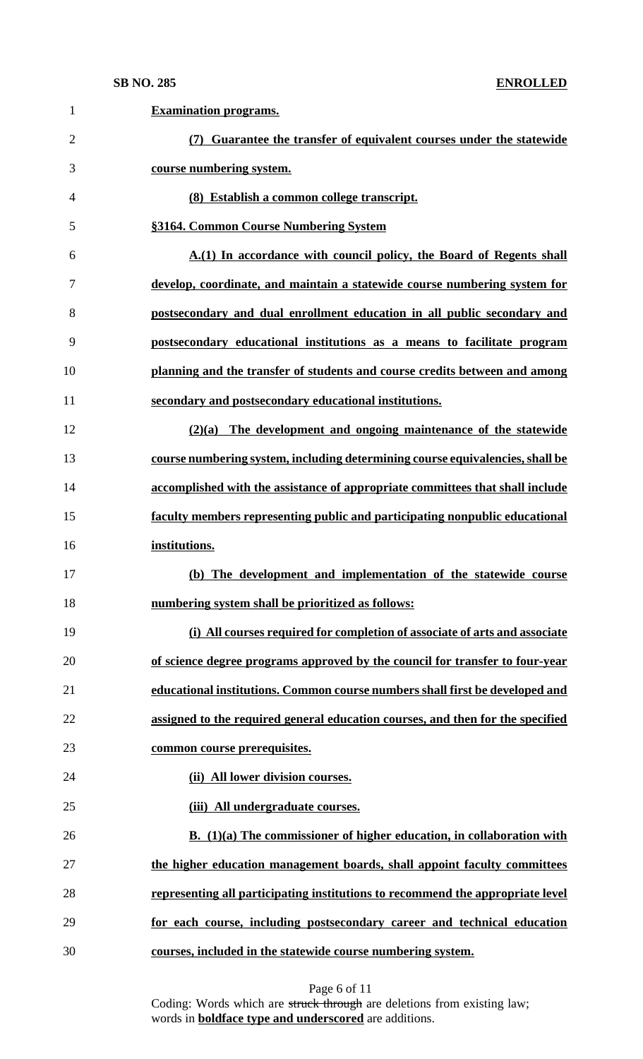**Examination programs.**

**(7) Guarantee the transfer of equivalent courses under the statewide course numbering system.**

**(8) Establish a common college transcript.**

**§3164. Common Course Numbering System**

**A.(1) In accordance with council policy, the Board of Regents shall develop, coordinate, and maintain a statewide course numbering system for postsecondary and dual enrollment education in all public secondary and postsecondary educational institutions as a means to facilitate program planning and the transfer of students and course credits between and among secondary and postsecondary educational institutions.**

**(2)(a) The development and ongoing maintenance of the statewide course numbering system, including determining course equivalencies, shall be accomplished with the assistance of appropriate committees that shall include faculty members representing public and participating nonpublic educational institutions.**

**(b) The development and implementation of the statewide course numbering system shall be prioritized as follows:**

**(i) All courses required for completion of associate of arts and associate of science degree programs approved by the council for transfer to four-year educational institutions. Common course numbers shall first be developed and assigned to the required general education courses, and then for the specified common course prerequisites.**

**(ii) All lower division courses.**

**(iii) All undergraduate courses.**

**B. (1)(a) The commissioner of higher education, in collaboration with the higher education management boards, shall appoint faculty committees representing all participating institutions to recommend the appropriate level for each course, including postsecondary career and technical education courses, included in the statewide course numbering system.**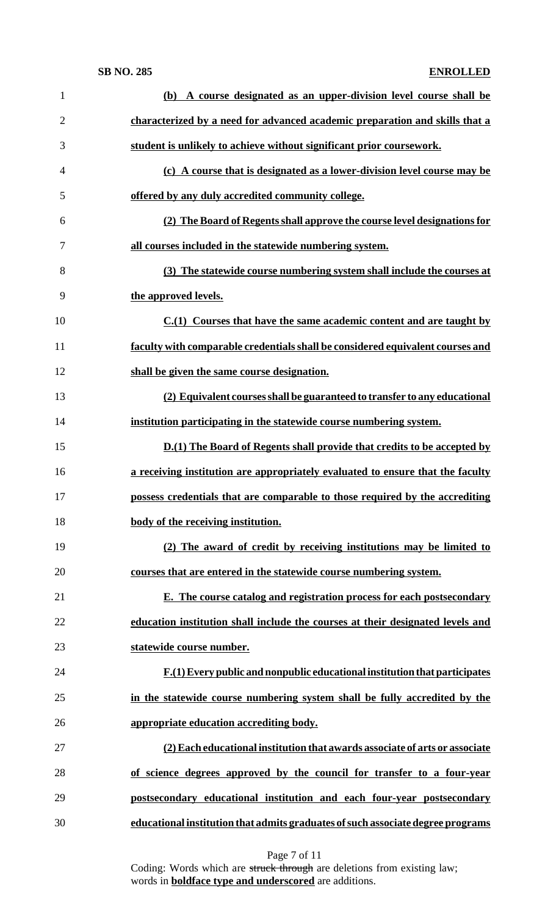**(b) A course designated as an upper-division level course shall be characterized by a need for advanced academic preparation and skills that a student is unlikely to achieve without significant prior coursework.**

**(c) A course that is designated as a lower-division level course may be offered by any duly accredited community college.**

**(2) The Board of Regents shall approve the course level designations for all courses included in the statewide numbering system.**

**(3) The statewide course numbering system shall include the courses at the approved levels.**

**C.(1) Courses that have the same academic content and are taught by faculty with comparable credentials shall be considered equivalent courses and shall be given the same course designation.**

**(2) Equivalent courses shall be guaranteed to transfer to any educational institution participating in the statewide course numbering system.**

**D.(1) The Board of Regents shall provide that credits to be accepted by a receiving institution are appropriately evaluated to ensure that the faculty possess credentials that are comparable to those required by the accrediting body of the receiving institution.**

**(2) The award of credit by receiving institutions may be limited to courses that are entered in the statewide course numbering system.**

**E. The course catalog and registration process for each postsecondary education institution shall include the courses at their designated levels and statewide course number.**

**F.(1) Every public and nonpublic educational institution that participates in the statewide course numbering system shall be fully accredited by the appropriate education accrediting body.**

**(2) Each educational institution that awards associate of arts or associate of science degrees approved by the council for transfer to a four-year postsecondary educational institution and each four-year postsecondary educational institution that admits graduates of such associate degree programs**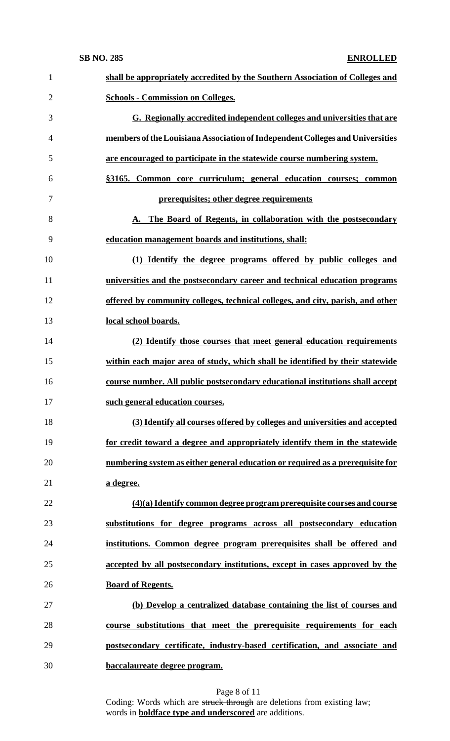**shall be appropriately accredited by the Southern Association of Colleges and Schools - Commission on Colleges.**

**G. Regionally accredited independent colleges and universities that are members of the Louisiana Association of Independent Colleges and Universities are encouraged to participate in the statewide course numbering system.**

**§3165. Common core curriculum; general education courses; common prerequisites; other degree requirements**

**A. The Board of Regents, in collaboration with the postsecondary education management boards and institutions, shall:**

**(1) Identify the degree programs offered by public colleges and universities and the postsecondary career and technical education programs offered by community colleges, technical colleges, and city, parish, and other local school boards.**

**(2) Identify those courses that meet general education requirements within each major area of study, which shall be identified by their statewide course number. All public postsecondary educational institutions shall accept such general education courses.**

**(3) Identify all courses offered by colleges and universities and accepted for credit toward a degree and appropriately identify them in the statewide numbering system as either general education or required as a prerequisite for a degree.**

**(4)(a) Identify common degree program prerequisite courses and course substitutions for degree programs across all postsecondary education institutions. Common degree program prerequisites shall be offered and accepted by all postsecondary institutions, except in cases approved by the Board of Regents.**

**(b) Develop a centralized database containing the list of courses and course substitutions that meet the prerequisite requirements for each postsecondary certificate, industry-based certification, and associate and baccalaureate degree program.**

Coding: Words which are ~~struck through~~ are deletions from existing law; words in **boldface type and underscored** are additions.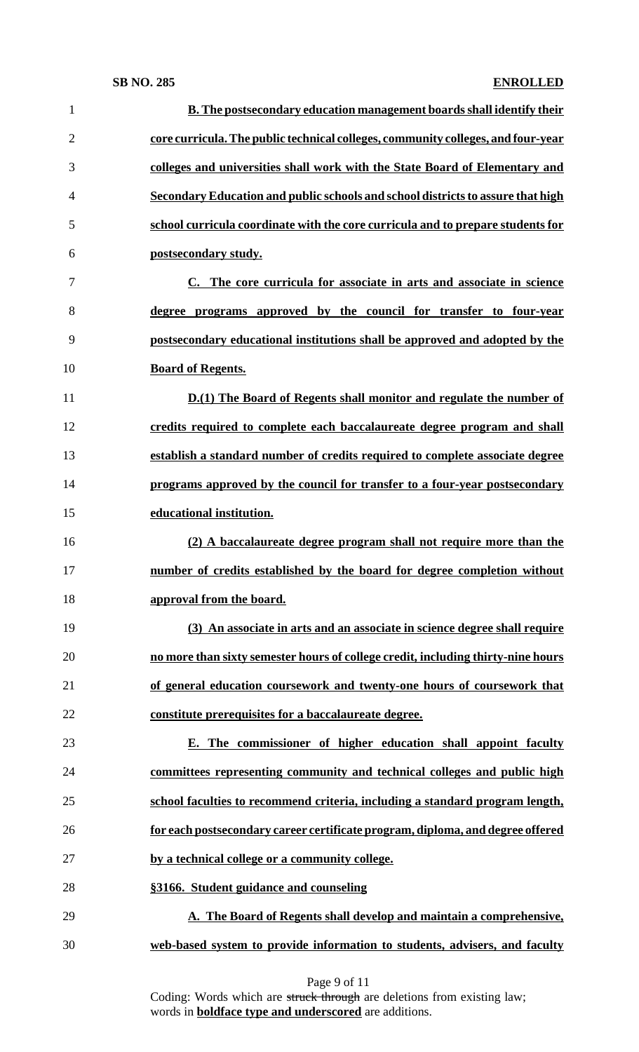**B. The postsecondary education management boards shall identify their core curricula. The public technical colleges, community colleges, and four-year colleges and universities shall work with the State Board of Elementary and Secondary Education and public schools and school districts to assure that high school curricula coordinate with the core curricula and to prepare students for postsecondary study.**

**C. The core curricula for associate in arts and associate in science degree programs approved by the council for transfer to four-year postsecondary educational institutions shall be approved and adopted by the Board of Regents.**

**D.(1) The Board of Regents shall monitor and regulate the number of credits required to complete each baccalaureate degree program and shall establish a standard number of credits required to complete associate degree programs approved by the council for transfer to a four-year postsecondary educational institution.**

**(2) A baccalaureate degree program shall not require more than the number of credits established by the board for degree completion without approval from the board.**

**(3) An associate in arts and an associate in science degree shall require no more than sixty semester hours of college credit, including thirty-nine hours of general education coursework and twenty-one hours of coursework that constitute prerequisites for a baccalaureate degree.**

**E. The commissioner of higher education shall appoint faculty committees representing community and technical colleges and public high school faculties to recommend criteria, including a standard program length, for each postsecondary career certificate program, diploma, and degree offered by a technical college or a community college.**

**§3166. Student guidance and counseling**

**A. The Board of Regents shall develop and maintain a comprehensive, web-based system to provide information to students, advisers, and faculty**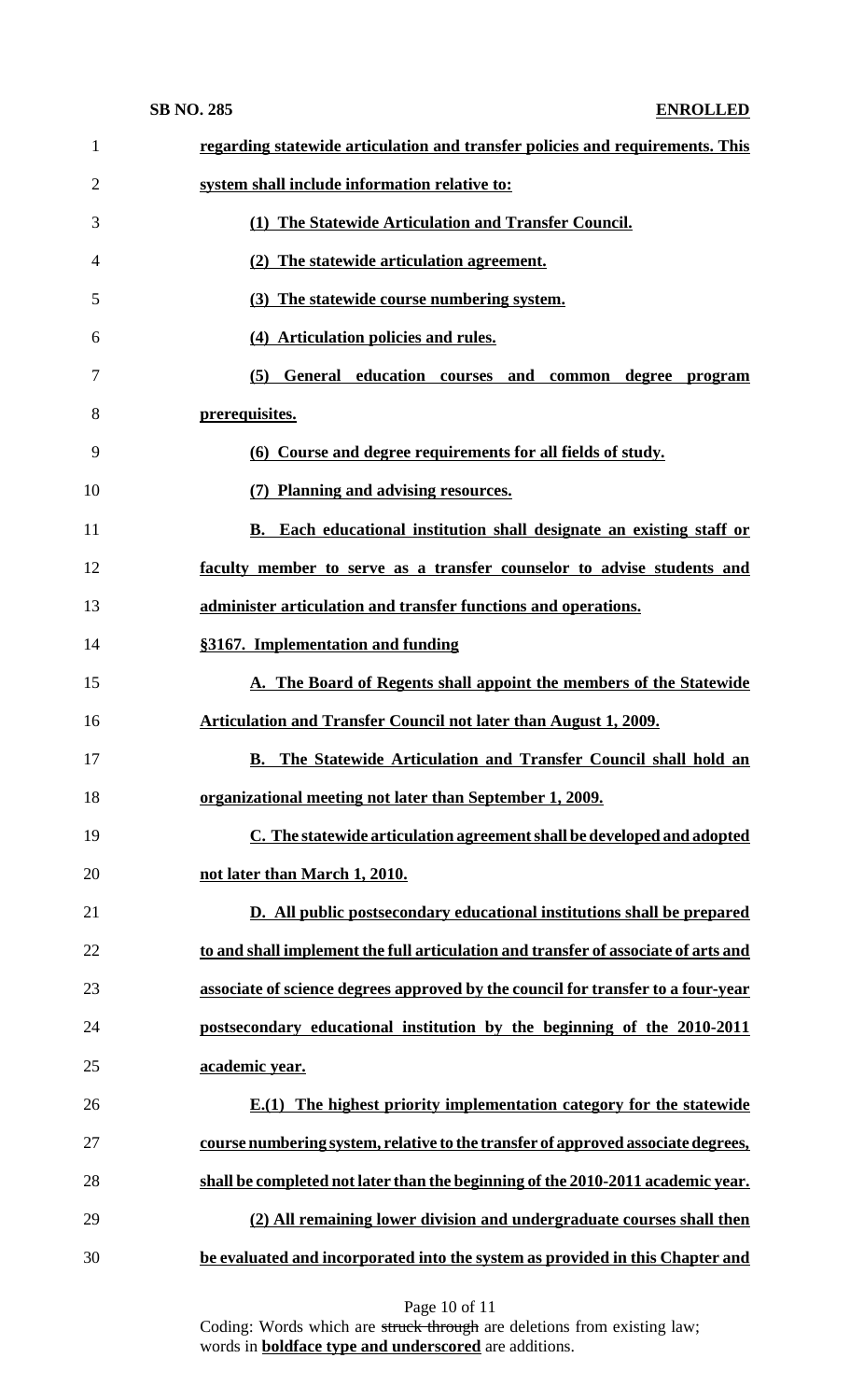**regarding statewide articulation and transfer policies and requirements. This system shall include information relative to:**

**(1) The Statewide Articulation and Transfer Council.**

**(2) The statewide articulation agreement.**

**(3) The statewide course numbering system.**

**(4) Articulation policies and rules.**

**(5) General education courses and common degree program prerequisites.**

**(6) Course and degree requirements for all fields of study.**

**(7) Planning and advising resources.**

**B. Each educational institution shall designate an existing staff or faculty member to serve as a transfer counselor to advise students and administer articulation and transfer functions and operations.**

**§3167. Implementation and funding**

**A. The Board of Regents shall appoint the members of the Statewide Articulation and Transfer Council not later than August 1, 2009.**

**B. The Statewide Articulation and Transfer Council shall hold an organizational meeting not later than September 1, 2009.**

**C. The statewide articulation agreement shall be developed and adopted not later than March 1, 2010.**

**D. All public postsecondary educational institutions shall be prepared to and shall implement the full articulation and transfer of associate of arts and associate of science degrees approved by the council for transfer to a four-year postsecondary educational institution by the beginning of the 2010-2011 academic year.**

**E.(1) The highest priority implementation category for the statewide course numbering system, relative to the transfer of approved associate degrees, shall be completed not later than the beginning of the 2010-2011 academic year.**

**(2) All remaining lower division and undergraduate courses shall then be evaluated and incorporated into the system as provided in this Chapter and**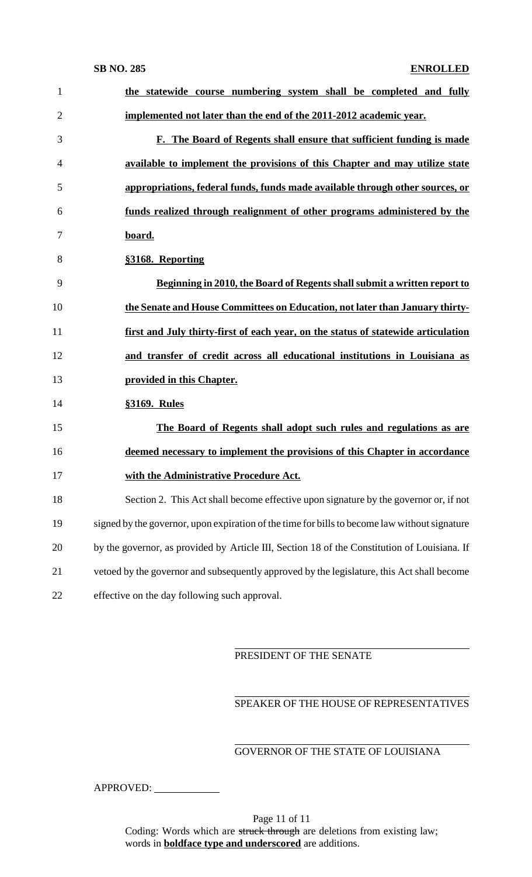**the statewide course numbering system shall be completed and fully implemented not later than the end of the 2011-2012 academic year.**

**F. The Board of Regents shall ensure that sufficient funding is made available to implement the provisions of this Chapter and may utilize state appropriations, federal funds, funds made available through other sources, or funds realized through realignment of other programs administered by the board.**

**§3168. Reporting**

**Beginning in 2010, the Board of Regents shall submit a written report to the Senate and House Committees on Education, not later than January thirty-first and July thirty-first of each year, on the status of statewide articulation and transfer of credit across all educational institutions in Louisiana as provided in this Chapter.**

**§3169. Rules**

**The Board of Regents shall adopt such rules and regulations as are deemed necessary to implement the provisions of this Chapter in accordance with the Administrative Procedure Act.**

Section 2. This Act shall become effective upon signature by the governor or, if not signed by the governor, upon expiration of the time for bills to become law without signature by the governor, as provided by Article III, Section 18 of the Constitution of Louisiana. If vetoed by the governor and subsequently approved by the legislature, this Act shall become effective on the day following such approval.

PRESIDENT OF THE SENATE

SPEAKER OF THE HOUSE OF REPRESENTATIVES

GOVERNOR OF THE STATE OF LOUISIANA

APPROVED: ____________

Coding: Words which are ~~struck through~~ are deletions from existing law; words in **boldface type and underscored** are additions.